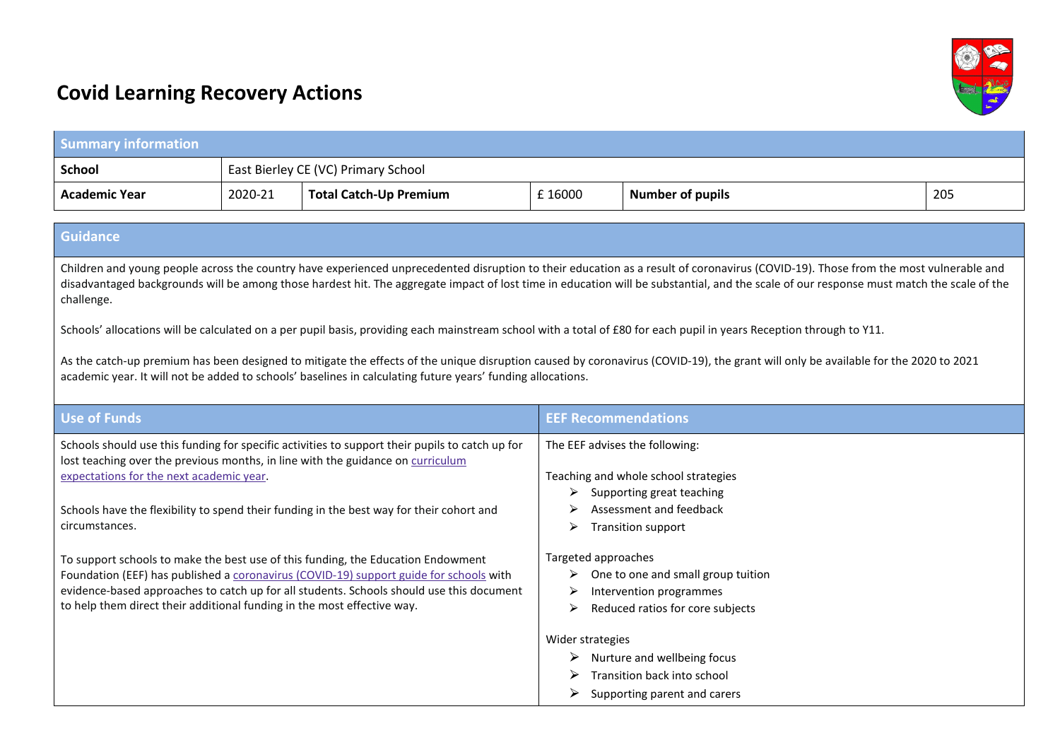# Covid Learning Recovery Actions

| Summary information | | | | | |
|---|---|---|---|---|---|
| **School** | East Bierley CE (VC) Primary School | | | | |
| **Academic Year** | 2020-21 | **Total Catch-Up Premium** | £ 16000 | **Number of pupils** | 205 |

## Guidance

Children and young people across the country have experienced unprecedented disruption to their education as a result of coronavirus (COVID-19). Those from the most vulnerable and disadvantaged backgrounds will be among those hardest hit. The aggregate impact of lost time in education will be substantial, and the scale of our response must match the scale of the challenge.

Schools' allocations will be calculated on a per pupil basis, providing each mainstream school with a total of £80 for each pupil in years Reception through to Y11.

As the catch-up premium has been designed to mitigate the effects of the unique disruption caused by coronavirus (COVID-19), the grant will only be available for the 2020 to 2021 academic year. It will not be added to schools' baselines in calculating future years' funding allocations.

## Use of Funds

Schools should use this funding for specific activities to support their pupils to catch up for lost teaching over the previous months, in line with the guidance on curriculum expectations for the next academic year.

Schools have the flexibility to spend their funding in the best way for their cohort and circumstances.

To support schools to make the best use of this funding, the Education Endowment Foundation (EEF) has published a coronavirus (COVID-19) support guide for schools with evidence-based approaches to catch up for all students. Schools should use this document to help them direct their additional funding in the most effective way.

## EEF Recommendations

The EEF advises the following:

Teaching and whole school strategies

- Supporting great teaching
- Assessment and feedback
- Transition support

Targeted approaches

- One to one and small group tuition
- Intervention programmes
- Reduced ratios for core subjects

Wider strategies

- Nurture and wellbeing focus
- Transition back into school
- Supporting parent and carers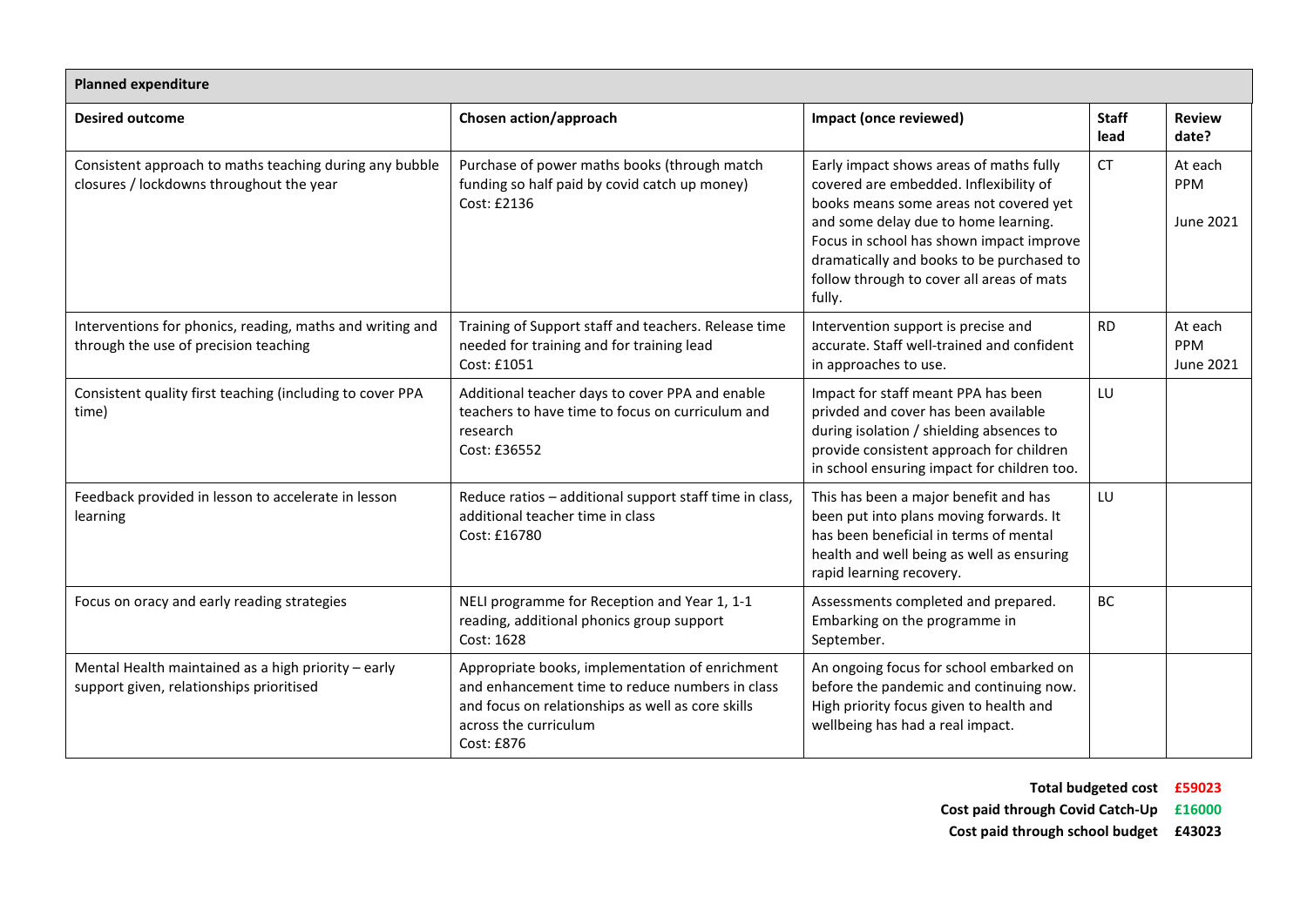| Planned expenditure | | | | |
|---|---|---|---|---|
| **Desired outcome** | **Chosen action/approach** | **Impact (once reviewed)** | **Staff lead** | **Review date?** |
| Consistent approach to maths teaching during any bubble closures / lockdowns throughout the year | Purchase of power maths books (through match funding so half paid by covid catch up money)<br>Cost: £2136 | Early impact shows areas of maths fully covered are embedded. Inflexibility of books means some areas not covered yet and some delay due to home learning. Focus in school has shown impact improve dramatically and books to be purchased to follow through to cover all areas of mats fully. | CT | At each PPM<br><br>June 2021 |
| Interventions for phonics, reading, maths and writing and through the use of precision teaching | Training of Support staff and teachers. Release time needed for training and for training lead<br>Cost: £1051 | Intervention support is precise and accurate. Staff well-trained and confident in approaches to use. | RD | At each PPM<br>June 2021 |
| Consistent quality first teaching (including to cover PPA time) | Additional teacher days to cover PPA and enable teachers to have time to focus on curriculum and research<br>Cost: £36552 | Impact for staff meant PPA has been privded and cover has been available during isolation / shielding absences to provide consistent approach for children in school ensuring impact for children too. | LU | |
| Feedback provided in lesson to accelerate in lesson learning | Reduce ratios – additional support staff time in class, additional teacher time in class<br>Cost: £16780 | This has been a major benefit and has been put into plans moving forwards. It has been beneficial in terms of mental health and well being as well as ensuring rapid learning recovery. | LU | |
| Focus on oracy and early reading strategies | NELI programme for Reception and Year 1, 1-1 reading, additional phonics group support<br>Cost: 1628 | Assessments completed and prepared. Embarking on the programme in September. | BC | |
| Mental Health maintained as a high priority – early support given, relationships prioritised | Appropriate books, implementation of enrichment and enhancement time to reduce numbers in class and focus on relationships as well as core skills across the curriculum<br>Cost: £876 | An ongoing focus for school embarked on before the pandemic and continuing now. High priority focus given to health and wellbeing has had a real impact. | | |

| | |
|---|---|
| **Total budgeted cost** | **£59023** |
| **Cost paid through Covid Catch-Up** | **£16000** |
| **Cost paid through school budget** | **£43023** |